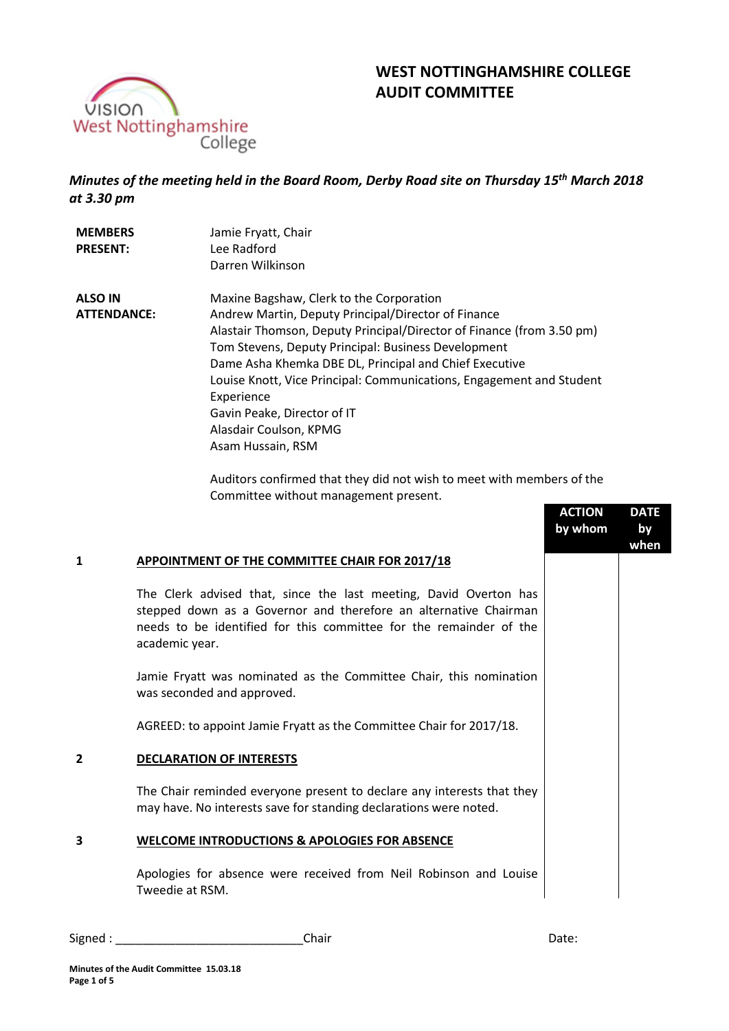# WEST NOTTINGHAMSHIRE COLLEGE AUDIT COMMITTEE

***Minutes of the meeting held in the Board Room, Derby Road site on Thursday 15th March 2018 at 3.30 pm***

| | |
|---|---|
| **MEMBERS PRESENT:** | Jamie Fryatt, Chair<br>Lee Radford<br>Darren Wilkinson |
| **ALSO IN ATTENDANCE:** | Maxine Bagshaw, Clerk to the Corporation<br>Andrew Martin, Deputy Principal/Director of Finance<br>Alastair Thomson, Deputy Principal/Director of Finance (from 3.50 pm)<br>Tom Stevens, Deputy Principal: Business Development<br>Dame Asha Khemka DBE DL, Principal and Chief Executive<br>Louise Knott, Vice Principal: Communications, Engagement and Student Experience<br>Gavin Peake, Director of IT<br>Alasdair Coulson, KPMG<br>Asam Hussain, RSM |

Auditors confirmed that they did not wish to meet with members of the Committee without management present.

| | | ACTION by whom | DATE by when |
|---|---|---|---|
| **1** | **APPOINTMENT OF THE COMMITTEE CHAIR FOR 2017/18** | | |
| | The Clerk advised that, since the last meeting, David Overton has stepped down as a Governor and therefore an alternative Chairman needs to be identified for this committee for the remainder of the academic year. | | |
| | Jamie Fryatt was nominated as the Committee Chair, this nomination was seconded and approved. | | |
| | AGREED: to appoint Jamie Fryatt as the Committee Chair for 2017/18. | | |
| **2** | **DECLARATION OF INTERESTS** | | |
| | The Chair reminded everyone present to declare any interests that they may have. No interests save for standing declarations were noted. | | |
| **3** | **WELCOME INTRODUCTIONS & APOLOGIES FOR ABSENCE** | | |
| | Apologies for absence were received from Neil Robinson and Louise Tweedie at RSM. | | |

Signed : ____________________________Chair Date: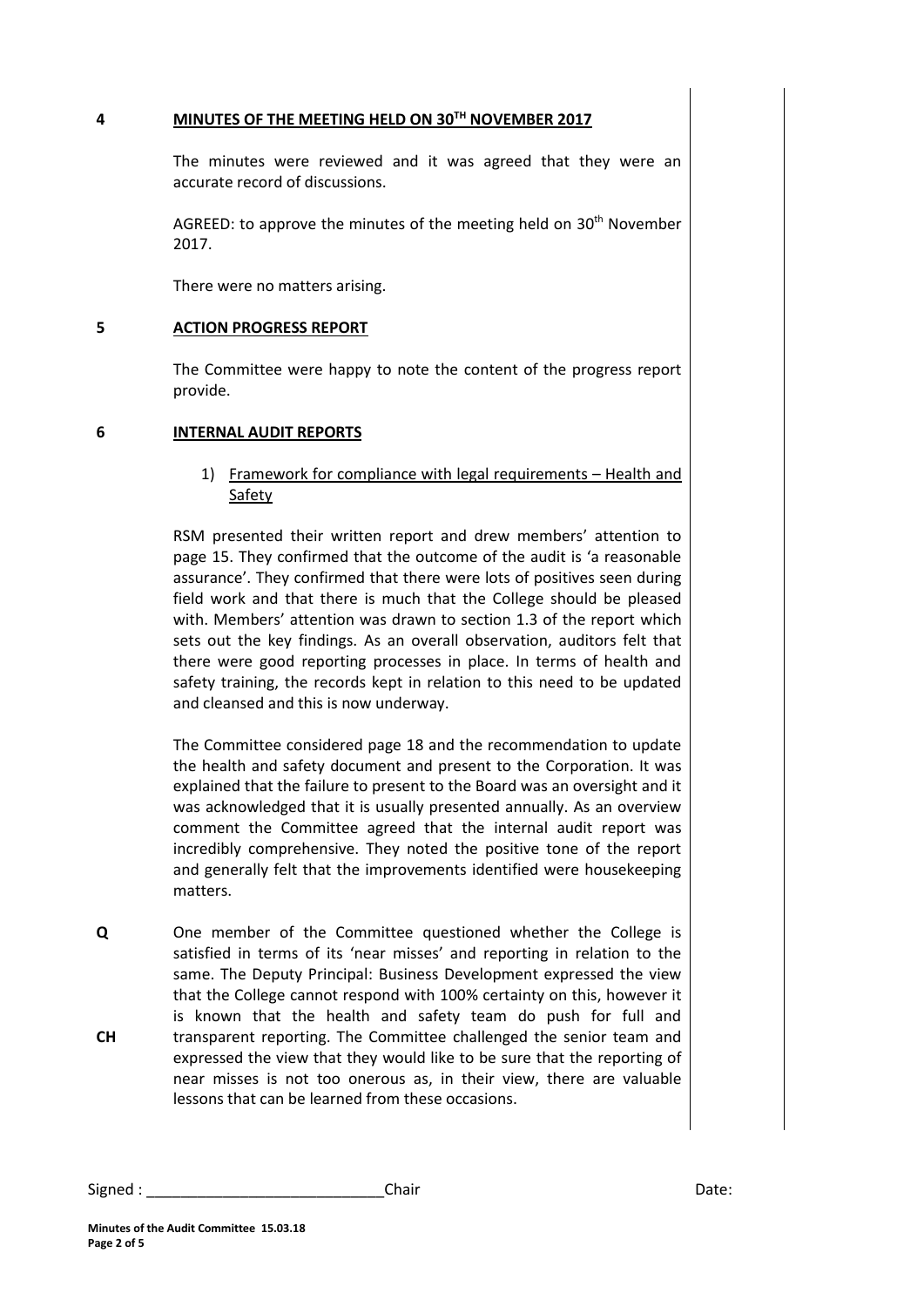## 4 MINUTES OF THE MEETING HELD ON 30TH NOVEMBER 2017

The minutes were reviewed and it was agreed that they were an accurate record of discussions.

AGREED: to approve the minutes of the meeting held on 30th November 2017.

There were no matters arising.

## 5 ACTION PROGRESS REPORT

The Committee were happy to note the content of the progress report provide.

## 6 INTERNAL AUDIT REPORTS

1) Framework for compliance with legal requirements – Health and Safety

RSM presented their written report and drew members' attention to page 15. They confirmed that the outcome of the audit is 'a reasonable assurance'. They confirmed that there were lots of positives seen during field work and that there is much that the College should be pleased with. Members' attention was drawn to section 1.3 of the report which sets out the key findings. As an overall observation, auditors felt that there were good reporting processes in place. In terms of health and safety training, the records kept in relation to this need to be updated and cleansed and this is now underway.

The Committee considered page 18 and the recommendation to update the health and safety document and present to the Corporation. It was explained that the failure to present to the Board was an oversight and it was acknowledged that it is usually presented annually. As an overview comment the Committee agreed that the internal audit report was incredibly comprehensive. They noted the positive tone of the report and generally felt that the improvements identified were housekeeping matters.

**Q** One member of the Committee questioned whether the College is satisfied in terms of its 'near misses' and reporting in relation to the same. The Deputy Principal: Business Development expressed the view that the College cannot respond with 100% certainty on this, however it is known that the health and safety team do push for full and transparent reporting.

**CH** The Committee challenged the senior team and expressed the view that they would like to be sure that the reporting of near misses is not too onerous as, in their view, there are valuable lessons that can be learned from these occasions.

Signed : ____________________________Chair Date: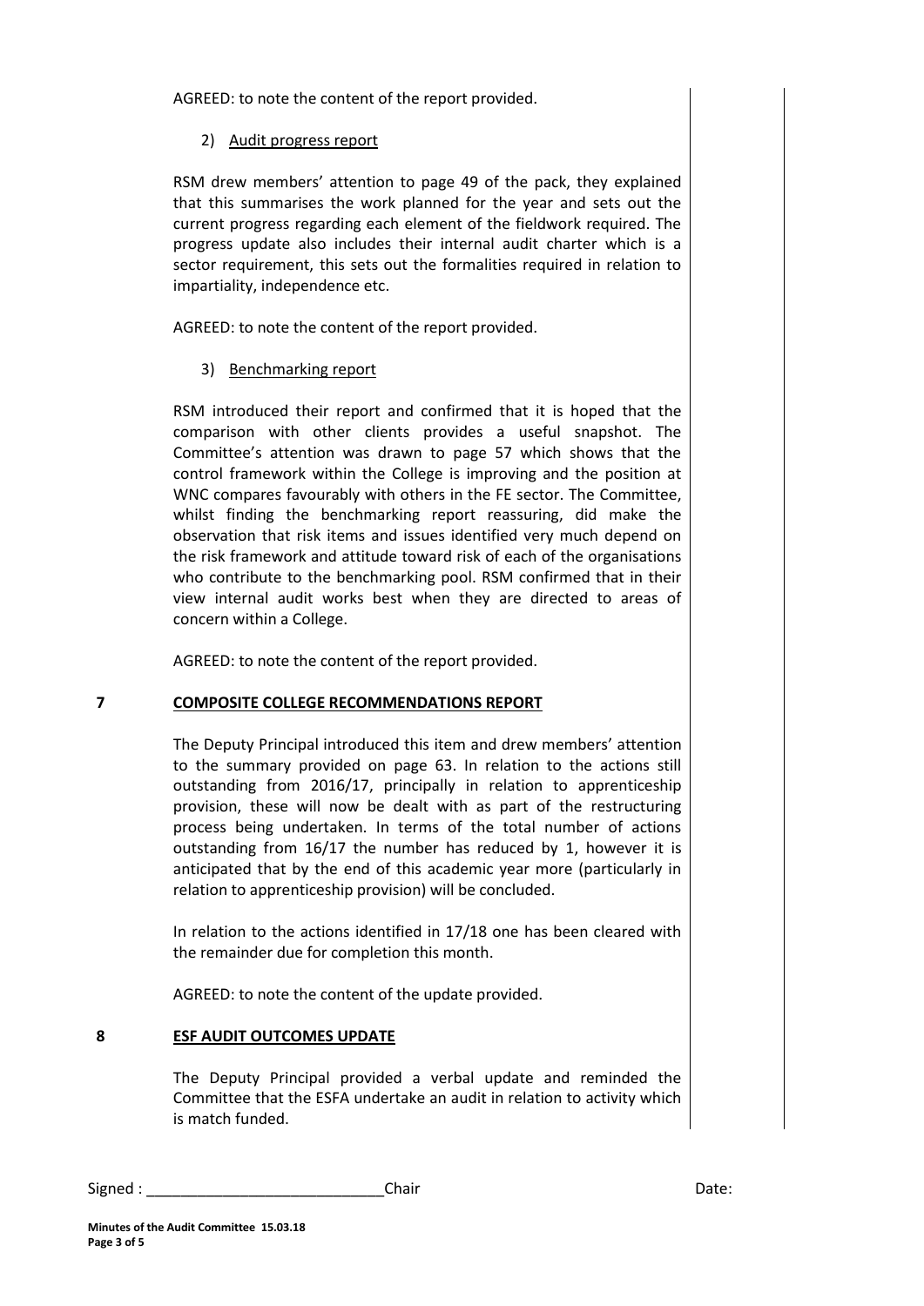AGREED: to note the content of the report provided.

2) Audit progress report

RSM drew members' attention to page 49 of the pack, they explained that this summarises the work planned for the year and sets out the current progress regarding each element of the fieldwork required. The progress update also includes their internal audit charter which is a sector requirement, this sets out the formalities required in relation to impartiality, independence etc.

AGREED: to note the content of the report provided.

3) Benchmarking report

RSM introduced their report and confirmed that it is hoped that the comparison with other clients provides a useful snapshot. The Committee's attention was drawn to page 57 which shows that the control framework within the College is improving and the position at WNC compares favourably with others in the FE sector. The Committee, whilst finding the benchmarking report reassuring, did make the observation that risk items and issues identified very much depend on the risk framework and attitude toward risk of each of the organisations who contribute to the benchmarking pool. RSM confirmed that in their view internal audit works best when they are directed to areas of concern within a College.

AGREED: to note the content of the report provided.

**7 COMPOSITE COLLEGE RECOMMENDATIONS REPORT**

The Deputy Principal introduced this item and drew members' attention to the summary provided on page 63. In relation to the actions still outstanding from 2016/17, principally in relation to apprenticeship provision, these will now be dealt with as part of the restructuring process being undertaken. In terms of the total number of actions outstanding from 16/17 the number has reduced by 1, however it is anticipated that by the end of this academic year more (particularly in relation to apprenticeship provision) will be concluded.

In relation to the actions identified in 17/18 one has been cleared with the remainder due for completion this month.

AGREED: to note the content of the update provided.

**8 ESF AUDIT OUTCOMES UPDATE**

The Deputy Principal provided a verbal update and reminded the Committee that the ESFA undertake an audit in relation to activity which is match funded.

Signed : ____________________________ Chair Date:

**Minutes of the Audit Committee 15.03.18**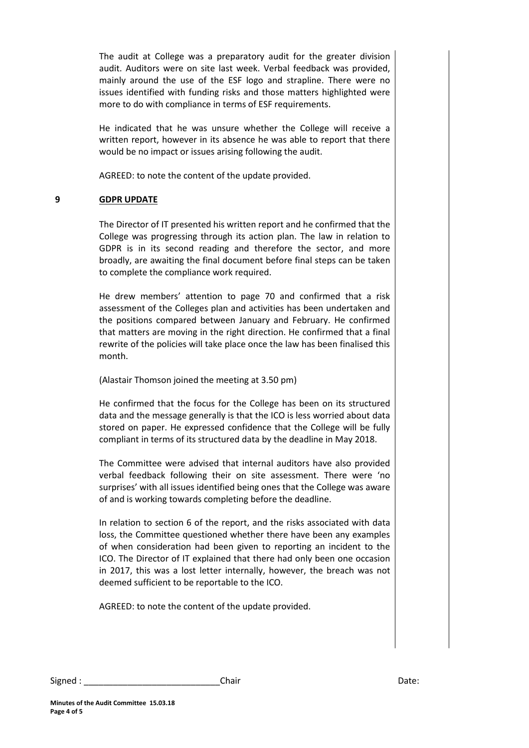The audit at College was a preparatory audit for the greater division audit. Auditors were on site last week. Verbal feedback was provided, mainly around the use of the ESF logo and strapline. There were no issues identified with funding risks and those matters highlighted were more to do with compliance in terms of ESF requirements.

He indicated that he was unsure whether the College will receive a written report, however in its absence he was able to report that there would be no impact or issues arising following the audit.

AGREED: to note the content of the update provided.

## 9 GDPR UPDATE

The Director of IT presented his written report and he confirmed that the College was progressing through its action plan. The law in relation to GDPR is in its second reading and therefore the sector, and more broadly, are awaiting the final document before final steps can be taken to complete the compliance work required.

He drew members' attention to page 70 and confirmed that a risk assessment of the Colleges plan and activities has been undertaken and the positions compared between January and February. He confirmed that matters are moving in the right direction. He confirmed that a final rewrite of the policies will take place once the law has been finalised this month.

(Alastair Thomson joined the meeting at 3.50 pm)

He confirmed that the focus for the College has been on its structured data and the message generally is that the ICO is less worried about data stored on paper. He expressed confidence that the College will be fully compliant in terms of its structured data by the deadline in May 2018.

The Committee were advised that internal auditors have also provided verbal feedback following their on site assessment. There were 'no surprises' with all issues identified being ones that the College was aware of and is working towards completing before the deadline.

In relation to section 6 of the report, and the risks associated with data loss, the Committee questioned whether there have been any examples of when consideration had been given to reporting an incident to the ICO. The Director of IT explained that there had only been one occasion in 2017, this was a lost letter internally, however, the breach was not deemed sufficient to be reportable to the ICO.

AGREED: to note the content of the update provided.

Signed : ____________________________Chair Date: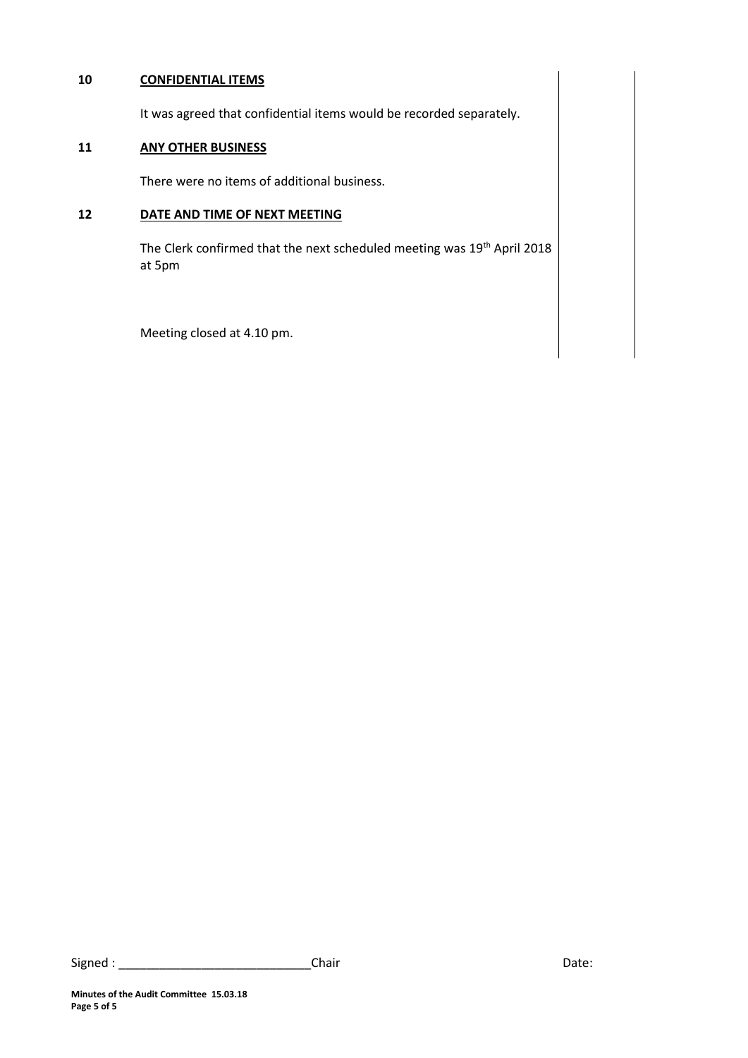**10 CONFIDENTIAL ITEMS**

It was agreed that confidential items would be recorded separately.

**11 ANY OTHER BUSINESS**

There were no items of additional business.

**12 DATE AND TIME OF NEXT MEETING**

The Clerk confirmed that the next scheduled meeting was 19th April 2018 at 5pm

Meeting closed at 4.10 pm.

Signed : ____________________________Chair Date: